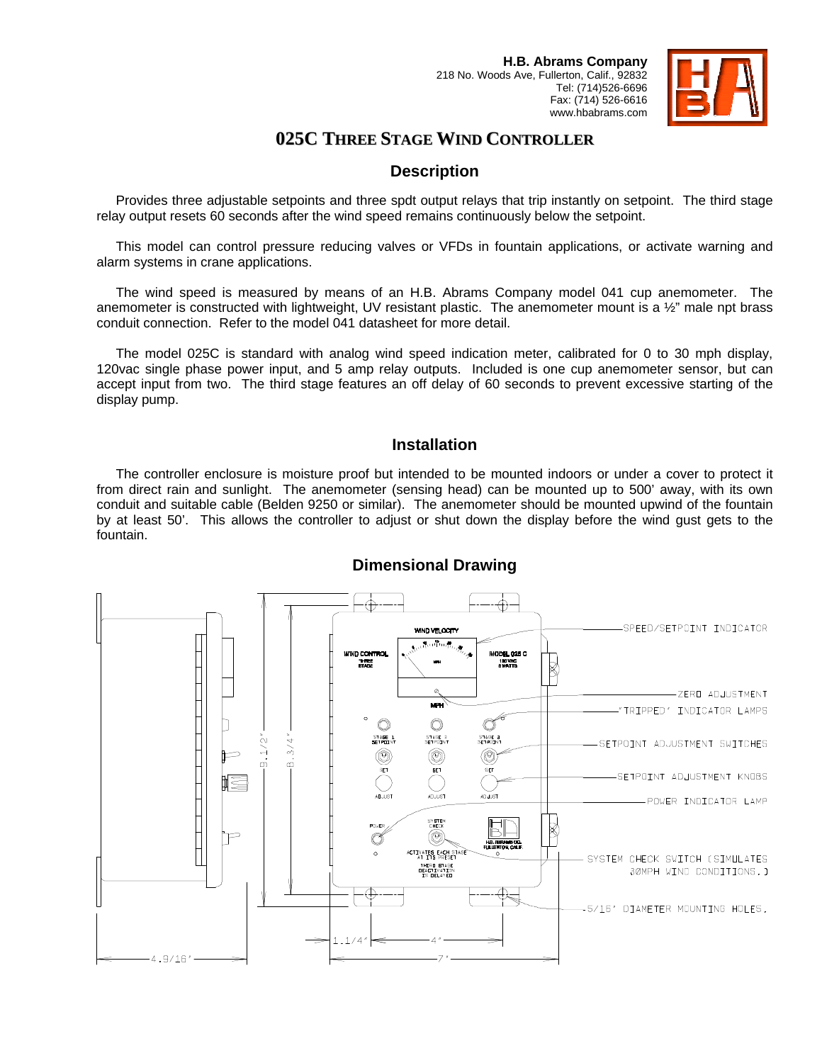H.B. Abrams Company
218 No. Woods Ave, Fullerton, Calif., 92832
Tel: (714)526-6696
Fax: (714) 526-6616
www.hbabrams.com

# 025C Three Stage Wind Controller

## Description

Provides three adjustable setpoints and three spdt output relays that trip instantly on setpoint. The third stage relay output resets 60 seconds after the wind speed remains continuously below the setpoint.

This model can control pressure reducing valves or VFDs in fountain applications, or activate warning and alarm systems in crane applications.

The wind speed is measured by means of an H.B. Abrams Company model 041 cup anemometer. The anemometer is constructed with lightweight, UV resistant plastic. The anemometer mount is a ½" male npt brass conduit connection. Refer to the model 041 datasheet for more detail.

The model 025C is standard with analog wind speed indication meter, calibrated for 0 to 30 mph display, 120vac single phase power input, and 5 amp relay outputs. Included is one cup anemometer sensor, but can accept input from two. The third stage features an off delay of 60 seconds to prevent excessive starting of the display pump.

## Installation

The controller enclosure is moisture proof but intended to be mounted indoors or under a cover to protect it from direct rain and sunlight. The anemometer (sensing head) can be mounted up to 500' away, with its own conduit and suitable cable (Belden 9250 or similar). The anemometer should be mounted upwind of the fountain by at least 50'. This allows the controller to adjust or shut down the display before the wind gust gets to the fountain.

## Dimensional Drawing

WIND VELOCITY
WIND CONTROL THREE STAGE
MODEL 025 C 120 VAC 8 WATTS
MPH
STAGE 1 SETPOINT
STAGE 2 SETPOINT
STAGE 3 SETPOINT
SET
ADJUST
POWER
SYSTEM CHECK
ACTIVATES EACH STAGE AT ITS PRESET
THIRD STAGE DEACTIVATION IS DELAYED
H.B. ABRAMS CO. FULLERTON, CALIF.

SPEED/SETPOINT INDICATOR
ZERO ADJUSTMENT
"TRIPPED" INDICATOR LAMPS
SETPOINT ADJUSTMENT SWITCHES
SETPOINT ADJUSTMENT KNOBS
POWER INDICATOR LAMP
SYSTEM CHECK SWITCH (SIMULATES 30MPH WIND CONDITIONS.)
5/16" DIAMETER MOUNTING HOLES.

9-1/2"
8-3/4"
1-1/4"
4"
7"
4-9/16"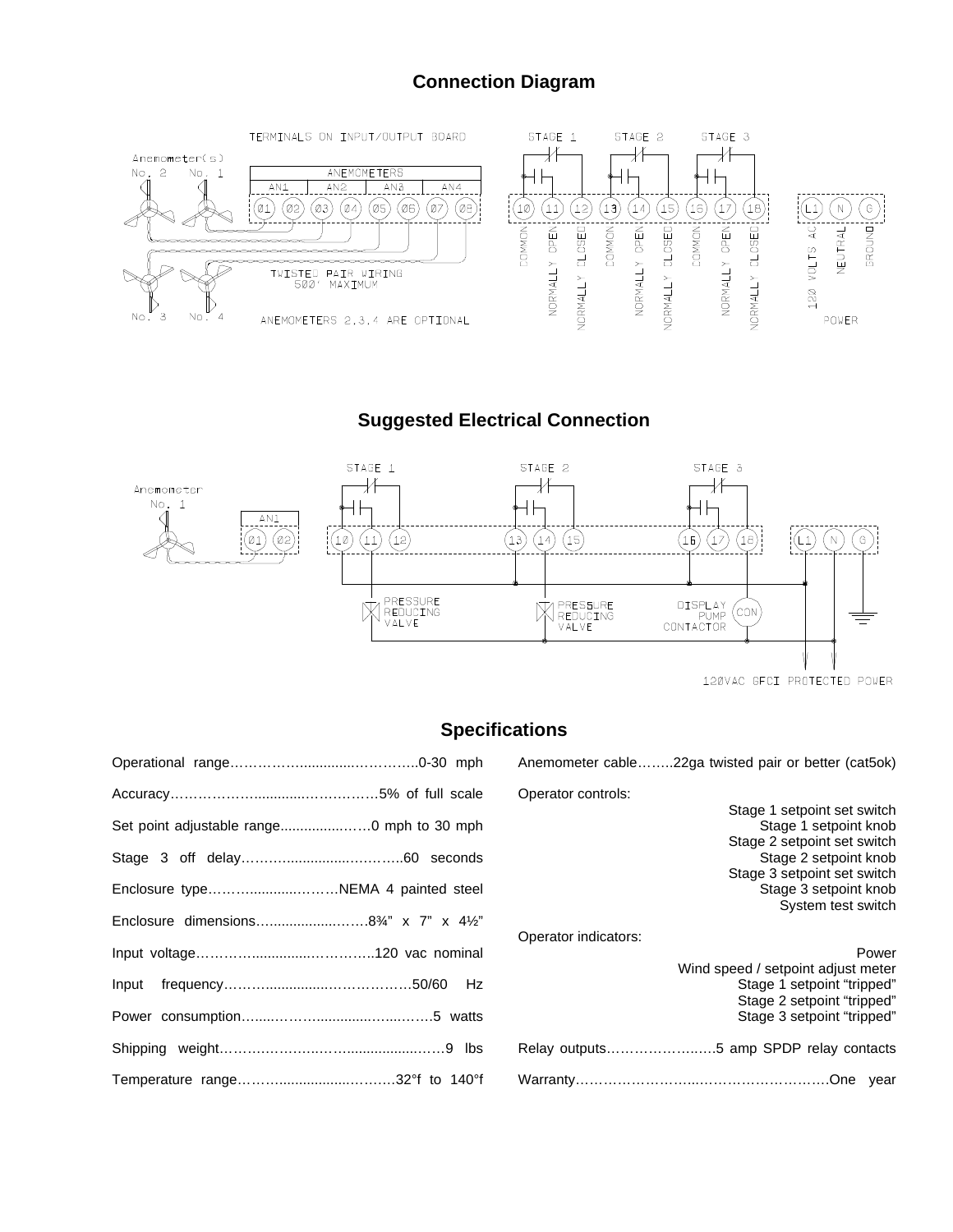## Connection Diagram

TERMINALS ON INPUT/OUTPUT BOARD

Anemometer(s)
No. 2 No. 1

ANEMOMETERS
AN1 AN2 AN3 AN4
01 02 03 04 05 06 07 08

TWISTED PAIR WIRING
500' MAXIMUM

No. 3 No. 4

ANEMOMETERS 2,3,4 ARE OPTIONAL

STAGE 1 STAGE 2 STAGE 3

10 11 12 13 14 15 16 17 18

COMMON
NORMALLY OPEN
NORMALLY CLOSED
COMMON
NORMALLY OPEN
NORMALLY CLOSED
COMMON
NORMALLY OPEN
NORMALLY CLOSED

L1 N G
120 VOLTS AC
NEUTRAL
GROUND

POWER

## Suggested Electrical Connection

Anemometer
No. 1

AN1
01 02

STAGE 1 STAGE 2 STAGE 3

10 11 12 13 14 15 16 17 18

L1 N G

PRESSURE REDUCING VALVE

PRESSURE REDUCING VALVE

DISPLAY PUMP CONTACTOR

CON

120VAC GFCI PROTECTED POWER

## Specifications

Operational range……………..............………….0-30 mph

Accuracy……………….............……………5% of full scale

Set point adjustable range..................……0 mph to 30 mph

Stage 3 off delay………..............………..60 seconds

Enclosure type……….............………NEMA 4 painted steel

Enclosure dimensions…..................…….8¾" x 7" x 4½"

Input voltage……….................…………..120 vac nominal

Input frequency……….............…………….50/60 Hz

Power consumption…......……............…......…….5 watts

Shipping weight……………….……...................……9 lbs

Temperature range……..................………32°f to 140°f

Anemometer cable……..22ga twisted pair or better (cat5ok)

Operator controls:

- Stage 1 setpoint set switch
- Stage 1 setpoint knob
- Stage 2 setpoint set switch
- Stage 2 setpoint knob
- Stage 3 setpoint set switch
- Stage 3 setpoint knob
- System test switch

Operator indicators:

- Power
- Wind speed / setpoint adjust meter
- Stage 1 setpoint "tripped"
- Stage 2 setpoint "tripped"
- Stage 3 setpoint "tripped"

Relay outputs………………..….5 amp SPDP relay contacts

Warranty……………………...………………………One year